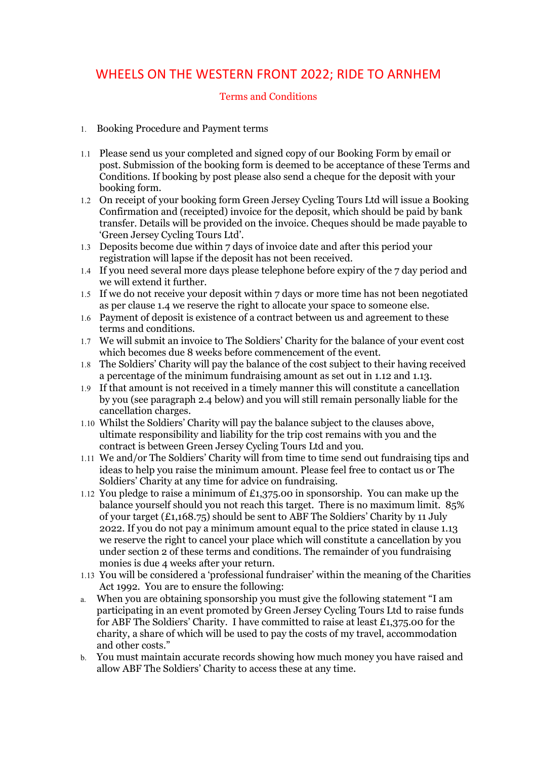# WHEELS ON THE WESTERN FRONT 2022; RIDE TO ARNHEM

## Terms and Conditions

1. Booking Procedure and Payment terms

1.1 Please send us your completed and signed copy of our Booking Form by email or post. Submission of the booking form is deemed to be acceptance of these Terms and Conditions. If booking by post please also send a cheque for the deposit with your booking form.

1.2 On receipt of your booking form Green Jersey Cycling Tours Ltd will issue a Booking Confirmation and (receipted) invoice for the deposit, which should be paid by bank transfer. Details will be provided on the invoice. Cheques should be made payable to 'Green Jersey Cycling Tours Ltd'.

1.3 Deposits become due within 7 days of invoice date and after this period your registration will lapse if the deposit has not been received.

1.4 If you need several more days please telephone before expiry of the 7 day period and we will extend it further.

1.5 If we do not receive your deposit within 7 days or more time has not been negotiated as per clause 1.4 we reserve the right to allocate your space to someone else.

1.6 Payment of deposit is existence of a contract between us and agreement to these terms and conditions.

1.7 We will submit an invoice to The Soldiers' Charity for the balance of your event cost which becomes due 8 weeks before commencement of the event.

1.8 The Soldiers' Charity will pay the balance of the cost subject to their having received a percentage of the minimum fundraising amount as set out in 1.12 and 1.13.

1.9 If that amount is not received in a timely manner this will constitute a cancellation by you (see paragraph 2.4 below) and you will still remain personally liable for the cancellation charges.

1.10 Whilst the Soldiers' Charity will pay the balance subject to the clauses above, ultimate responsibility and liability for the trip cost remains with you and the contract is between Green Jersey Cycling Tours Ltd and you.

1.11 We and/or The Soldiers' Charity will from time to time send out fundraising tips and ideas to help you raise the minimum amount. Please feel free to contact us or The Soldiers' Charity at any time for advice on fundraising.

1.12 You pledge to raise a minimum of £1,375.00 in sponsorship. You can make up the balance yourself should you not reach this target. There is no maximum limit. 85% of your target (£1,168.75) should be sent to ABF The Soldiers' Charity by 11 July 2022. If you do not pay a minimum amount equal to the price stated in clause 1.13 we reserve the right to cancel your place which will constitute a cancellation by you under section 2 of these terms and conditions. The remainder of you fundraising monies is due 4 weeks after your return.

1.13 You will be considered a 'professional fundraiser' within the meaning of the Charities Act 1992. You are to ensure the following:

a. When you are obtaining sponsorship you must give the following statement "I am participating in an event promoted by Green Jersey Cycling Tours Ltd to raise funds for ABF The Soldiers' Charity. I have committed to raise at least £1,375.00 for the charity, a share of which will be used to pay the costs of my travel, accommodation and other costs."

b. You must maintain accurate records showing how much money you have raised and allow ABF The Soldiers' Charity to access these at any time.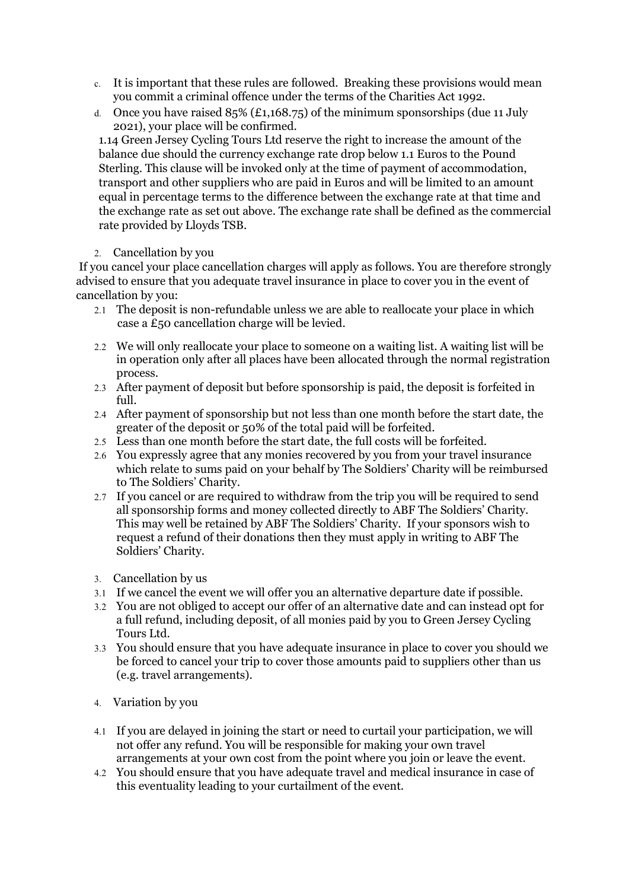c. It is important that these rules are followed. Breaking these provisions would mean you commit a criminal offence under the terms of the Charities Act 1992.

d. Once you have raised 85% (£1,168.75) of the minimum sponsorships (due 11 July 2021), your place will be confirmed.

1.14 Green Jersey Cycling Tours Ltd reserve the right to increase the amount of the balance due should the currency exchange rate drop below 1.1 Euros to the Pound Sterling. This clause will be invoked only at the time of payment of accommodation, transport and other suppliers who are paid in Euros and will be limited to an amount equal in percentage terms to the difference between the exchange rate at that time and the exchange rate as set out above. The exchange rate shall be defined as the commercial rate provided by Lloyds TSB.

2. Cancellation by you

If you cancel your place cancellation charges will apply as follows. You are therefore strongly advised to ensure that you adequate travel insurance in place to cover you in the event of cancellation by you:

2.1 The deposit is non-refundable unless we are able to reallocate your place in which case a £50 cancellation charge will be levied.

2.2 We will only reallocate your place to someone on a waiting list. A waiting list will be in operation only after all places have been allocated through the normal registration process.

2.3 After payment of deposit but before sponsorship is paid, the deposit is forfeited in full.

2.4 After payment of sponsorship but not less than one month before the start date, the greater of the deposit or 50% of the total paid will be forfeited.

2.5 Less than one month before the start date, the full costs will be forfeited.

2.6 You expressly agree that any monies recovered by you from your travel insurance which relate to sums paid on your behalf by The Soldiers' Charity will be reimbursed to The Soldiers' Charity.

2.7 If you cancel or are required to withdraw from the trip you will be required to send all sponsorship forms and money collected directly to ABF The Soldiers' Charity. This may well be retained by ABF The Soldiers' Charity. If your sponsors wish to request a refund of their donations then they must apply in writing to ABF The Soldiers' Charity.

3. Cancellation by us

3.1 If we cancel the event we will offer you an alternative departure date if possible.

3.2 You are not obliged to accept our offer of an alternative date and can instead opt for a full refund, including deposit, of all monies paid by you to Green Jersey Cycling Tours Ltd.

3.3 You should ensure that you have adequate insurance in place to cover you should we be forced to cancel your trip to cover those amounts paid to suppliers other than us (e.g. travel arrangements).

4. Variation by you

4.1 If you are delayed in joining the start or need to curtail your participation, we will not offer any refund. You will be responsible for making your own travel arrangements at your own cost from the point where you join or leave the event.

4.2 You should ensure that you have adequate travel and medical insurance in case of this eventuality leading to your curtailment of the event.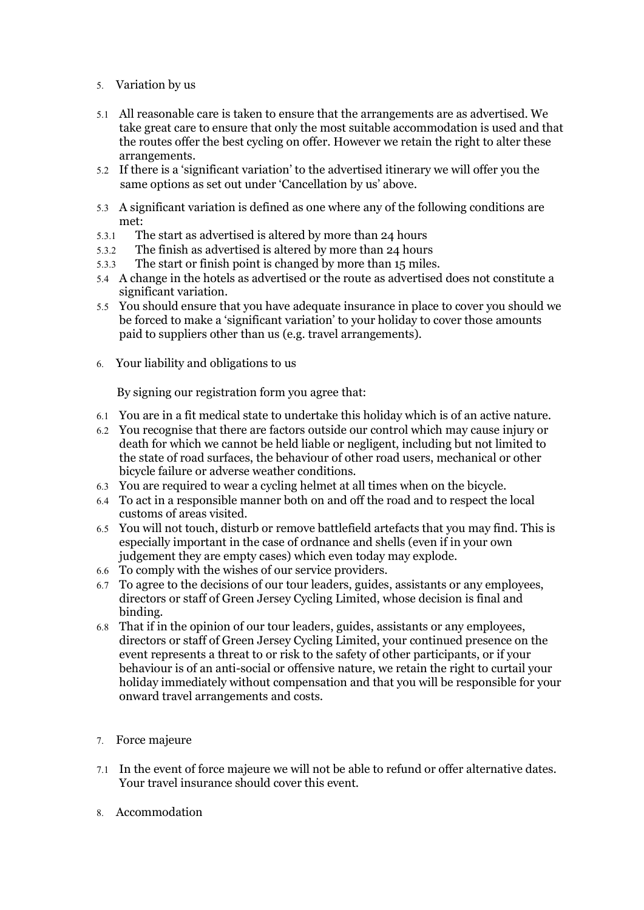## 5. Variation by us

5.1 All reasonable care is taken to ensure that the arrangements are as advertised. We take great care to ensure that only the most suitable accommodation is used and that the routes offer the best cycling on offer. However we retain the right to alter these arrangements.

5.2 If there is a 'significant variation' to the advertised itinerary we will offer you the same options as set out under 'Cancellation by us' above.

5.3 A significant variation is defined as one where any of the following conditions are met:

5.3.1 The start as advertised is altered by more than 24 hours

5.3.2 The finish as advertised is altered by more than 24 hours

5.3.3 The start or finish point is changed by more than 15 miles.

5.4 A change in the hotels as advertised or the route as advertised does not constitute a significant variation.

5.5 You should ensure that you have adequate insurance in place to cover you should we be forced to make a 'significant variation' to your holiday to cover those amounts paid to suppliers other than us (e.g. travel arrangements).

## 6. Your liability and obligations to us

By signing our registration form you agree that:

6.1 You are in a fit medical state to undertake this holiday which is of an active nature.

6.2 You recognise that there are factors outside our control which may cause injury or death for which we cannot be held liable or negligent, including but not limited to the state of road surfaces, the behaviour of other road users, mechanical or other bicycle failure or adverse weather conditions.

6.3 You are required to wear a cycling helmet at all times when on the bicycle.

6.4 To act in a responsible manner both on and off the road and to respect the local customs of areas visited.

6.5 You will not touch, disturb or remove battlefield artefacts that you may find. This is especially important in the case of ordnance and shells (even if in your own judgement they are empty cases) which even today may explode.

6.6 To comply with the wishes of our service providers.

6.7 To agree to the decisions of our tour leaders, guides, assistants or any employees, directors or staff of Green Jersey Cycling Limited, whose decision is final and binding.

6.8 That if in the opinion of our tour leaders, guides, assistants or any employees, directors or staff of Green Jersey Cycling Limited, your continued presence on the event represents a threat to or risk to the safety of other participants, or if your behaviour is of an anti-social or offensive nature, we retain the right to curtail your holiday immediately without compensation and that you will be responsible for your onward travel arrangements and costs.

## 7. Force majeure

7.1 In the event of force majeure we will not be able to refund or offer alternative dates. Your travel insurance should cover this event.

## 8. Accommodation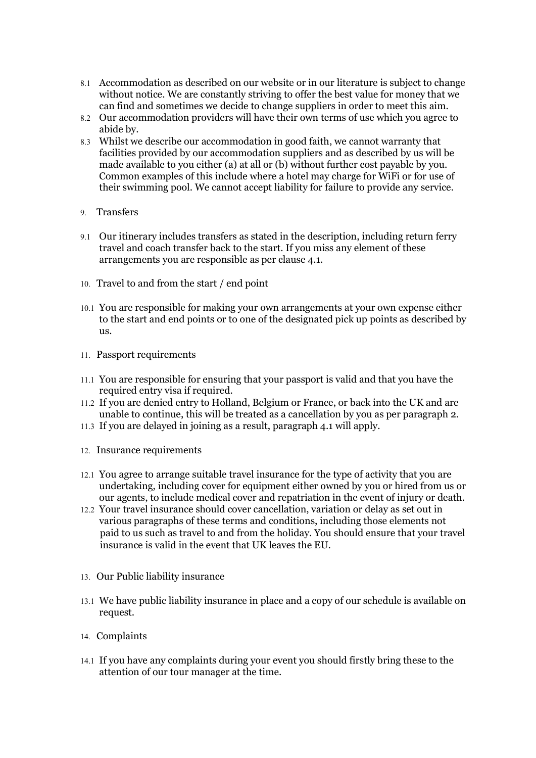8.1 Accommodation as described on our website or in our literature is subject to change without notice. We are constantly striving to offer the best value for money that we can find and sometimes we decide to change suppliers in order to meet this aim.

8.2 Our accommodation providers will have their own terms of use which you agree to abide by.

8.3 Whilst we describe our accommodation in good faith, we cannot warranty that facilities provided by our accommodation suppliers and as described by us will be made available to you either (a) at all or (b) without further cost payable by you. Common examples of this include where a hotel may charge for WiFi or for use of their swimming pool. We cannot accept liability for failure to provide any service.

## 9. Transfers

9.1 Our itinerary includes transfers as stated in the description, including return ferry travel and coach transfer back to the start. If you miss any element of these arrangements you are responsible as per clause 4.1.

## 10. Travel to and from the start / end point

10.1 You are responsible for making your own arrangements at your own expense either to the start and end points or to one of the designated pick up points as described by us.

## 11. Passport requirements

11.1 You are responsible for ensuring that your passport is valid and that you have the required entry visa if required.

11.2 If you are denied entry to Holland, Belgium or France, or back into the UK and are unable to continue, this will be treated as a cancellation by you as per paragraph 2.

11.3 If you are delayed in joining as a result, paragraph 4.1 will apply.

## 12. Insurance requirements

12.1 You agree to arrange suitable travel insurance for the type of activity that you are undertaking, including cover for equipment either owned by you or hired from us or our agents, to include medical cover and repatriation in the event of injury or death.

12.2 Your travel insurance should cover cancellation, variation or delay as set out in various paragraphs of these terms and conditions, including those elements not paid to us such as travel to and from the holiday. You should ensure that your travel insurance is valid in the event that UK leaves the EU.

## 13. Our Public liability insurance

13.1 We have public liability insurance in place and a copy of our schedule is available on request.

## 14. Complaints

14.1 If you have any complaints during your event you should firstly bring these to the attention of our tour manager at the time.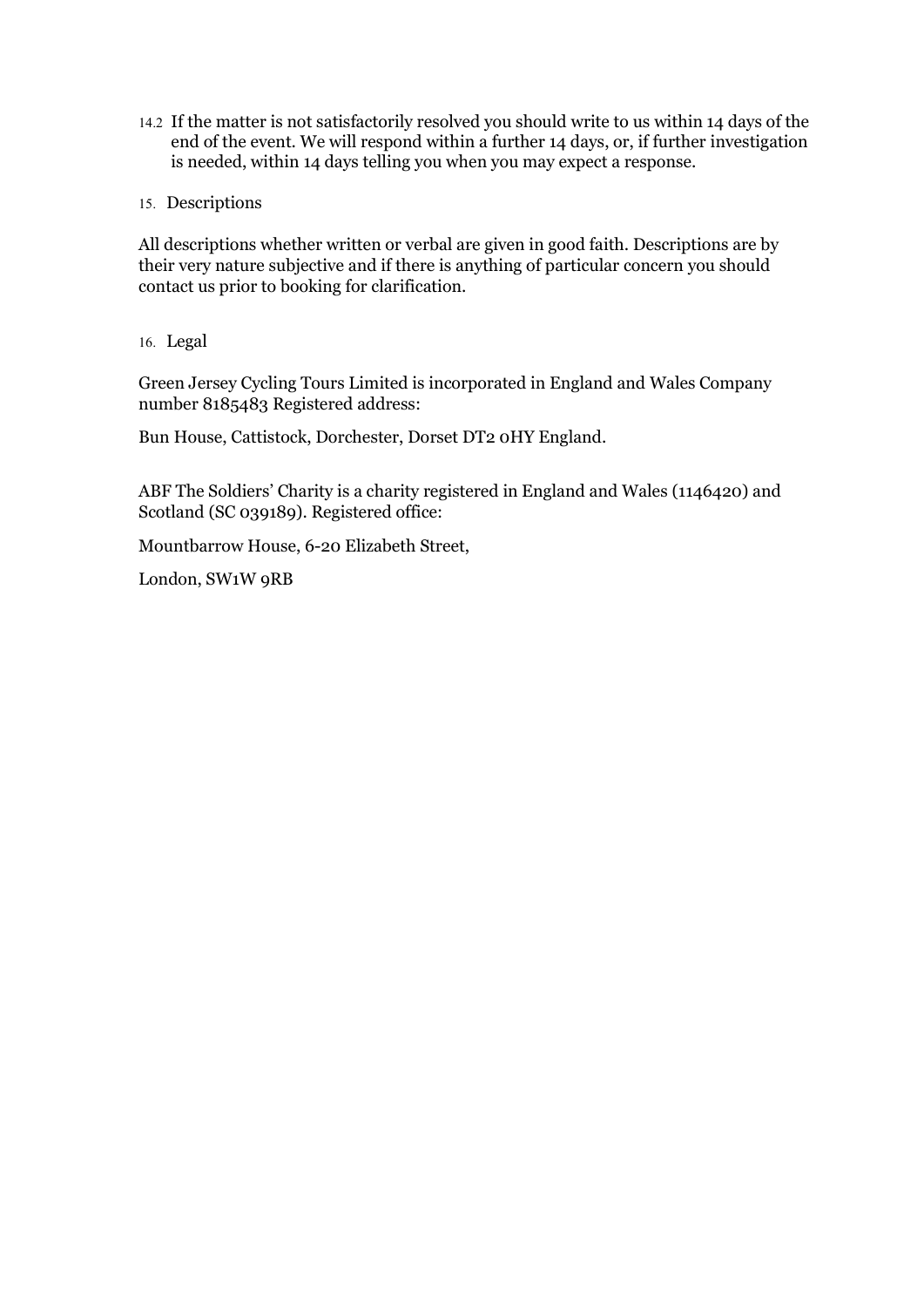14.2 If the matter is not satisfactorily resolved you should write to us within 14 days of the end of the event. We will respond within a further 14 days, or, if further investigation is needed, within 14 days telling you when you may expect a response.

15. Descriptions

All descriptions whether written or verbal are given in good faith. Descriptions are by their very nature subjective and if there is anything of particular concern you should contact us prior to booking for clarification.

16. Legal

Green Jersey Cycling Tours Limited is incorporated in England and Wales Company number 8185483 Registered address:

Bun House, Cattistock, Dorchester, Dorset DT2 0HY England.

ABF The Soldiers' Charity is a charity registered in England and Wales (1146420) and Scotland (SC 039189). Registered office:

Mountbarrow House, 6-20 Elizabeth Street,

London, SW1W 9RB